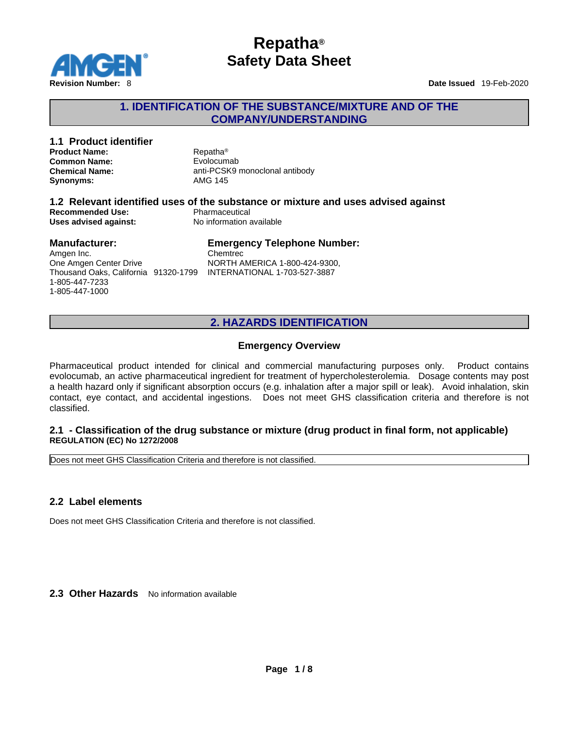# Repatha®
# Safety Data Sheet

**Revision Number:** 8

**Date Issued** 19-Feb-2020

## 1. IDENTIFICATION OF THE SUBSTANCE/MIXTURE AND OF THE COMPANY/UNDERSTANDING

### 1.1 Product identifier

**Product Name:** Repatha®
**Common Name:** Evolocumab
**Chemical Name:** anti-PCSK9 monoclonal antibody
**Synonyms:** AMG 145

### 1.2 Relevant identified uses of the substance or mixture and uses advised against

**Recommended Use:** Pharmaceutical
**Uses advised against:** No information available

### Manufacturer:

Amgen Inc.
One Amgen Center Drive
Thousand Oaks, California 91320-1799
1-805-447-7233
1-805-447-1000

### Emergency Telephone Number:

Chemtrec
NORTH AMERICA 1-800-424-9300,
INTERNATIONAL 1-703-527-3887

## 2. HAZARDS IDENTIFICATION

### Emergency Overview

Pharmaceutical product intended for clinical and commercial manufacturing purposes only. Product contains evolocumab, an active pharmaceutical ingredient for treatment of hypercholesterolemia. Dosage contents may post a health hazard only if significant absorption occurs (e.g. inhalation after a major spill or leak). Avoid inhalation, skin contact, eye contact, and accidental ingestions. Does not meet GHS classification criteria and therefore is not classified.

### 2.1 - Classification of the drug substance or mixture (drug product in final form, not applicable)

**REGULATION (EC) No 1272/2008**

Does not meet GHS Classification Criteria and therefore is not classified.

### 2.2 Label elements

Does not meet GHS Classification Criteria and therefore is not classified.

### 2.3 Other Hazards

No information available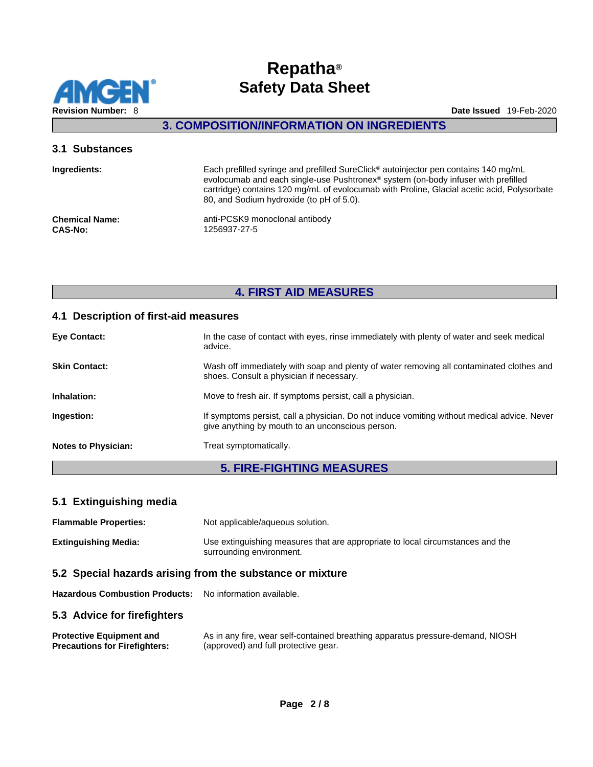## 3. COMPOSITION/INFORMATION ON INGREDIENTS

### 3.1 Substances

**Ingredients:** Each prefilled syringe and prefilled SureClick® autoinjector pen contains 140 mg/mL evolocumab and each single-use Pushtronex® system (on-body infuser with prefilled cartridge) contains 120 mg/mL of evolocumab with Proline, Glacial acetic acid, Polysorbate 80, and Sodium hydroxide (to pH of 5.0).

**Chemical Name:** anti-PCSK9 monoclonal antibody
**CAS-No:** 1256937-27-5

## 4. FIRST AID MEASURES

### 4.1 Description of first-aid measures

**Eye Contact:** In the case of contact with eyes, rinse immediately with plenty of water and seek medical advice.

**Skin Contact:** Wash off immediately with soap and plenty of water removing all contaminated clothes and shoes. Consult a physician if necessary.

**Inhalation:** Move to fresh air. If symptoms persist, call a physician.

**Ingestion:** If symptoms persist, call a physician. Do not induce vomiting without medical advice. Never give anything by mouth to an unconscious person.

**Notes to Physician:** Treat symptomatically.

## 5. FIRE-FIGHTING MEASURES

### 5.1 Extinguishing media

**Flammable Properties:** Not applicable/aqueous solution.

**Extinguishing Media:** Use extinguishing measures that are appropriate to local circumstances and the surrounding environment.

### 5.2 Special hazards arising from the substance or mixture

**Hazardous Combustion Products:** No information available.

### 5.3 Advice for firefighters

**Protective Equipment and Precautions for Firefighters:** As in any fire, wear self-contained breathing apparatus pressure-demand, NIOSH (approved) and full protective gear.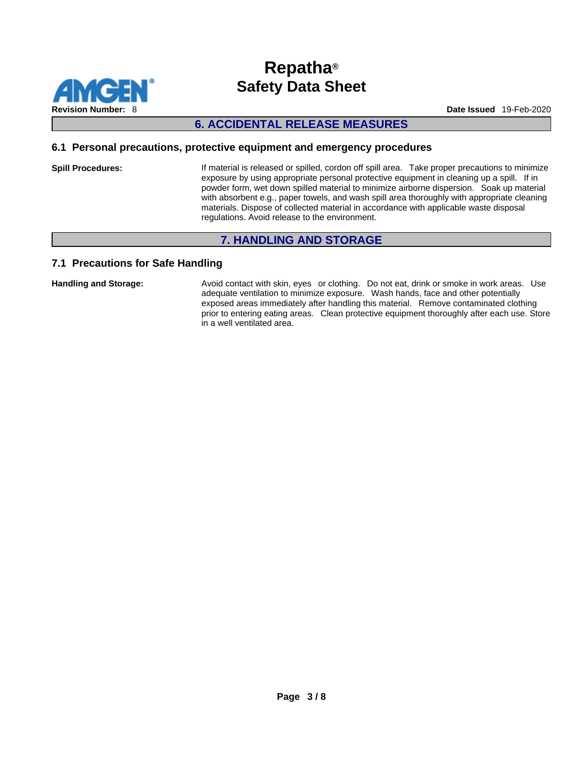## 6. ACCIDENTAL RELEASE MEASURES

### 6.1 Personal precautions, protective equipment and emergency procedures

**Spill Procedures:** If material is released or spilled, cordon off spill area. Take proper precautions to minimize exposure by using appropriate personal protective equipment in cleaning up a spill. If in powder form, wet down spilled material to minimize airborne dispersion. Soak up material with absorbent e.g., paper towels, and wash spill area thoroughly with appropriate cleaning materials. Dispose of collected material in accordance with applicable waste disposal regulations. Avoid release to the environment.

## 7. HANDLING AND STORAGE

### 7.1 Precautions for Safe Handling

**Handling and Storage:** Avoid contact with skin, eyes or clothing. Do not eat, drink or smoke in work areas. Use adequate ventilation to minimize exposure. Wash hands, face and other potentially exposed areas immediately after handling this material. Remove contaminated clothing prior to entering eating areas. Clean protective equipment thoroughly after each use. Store in a well ventilated area.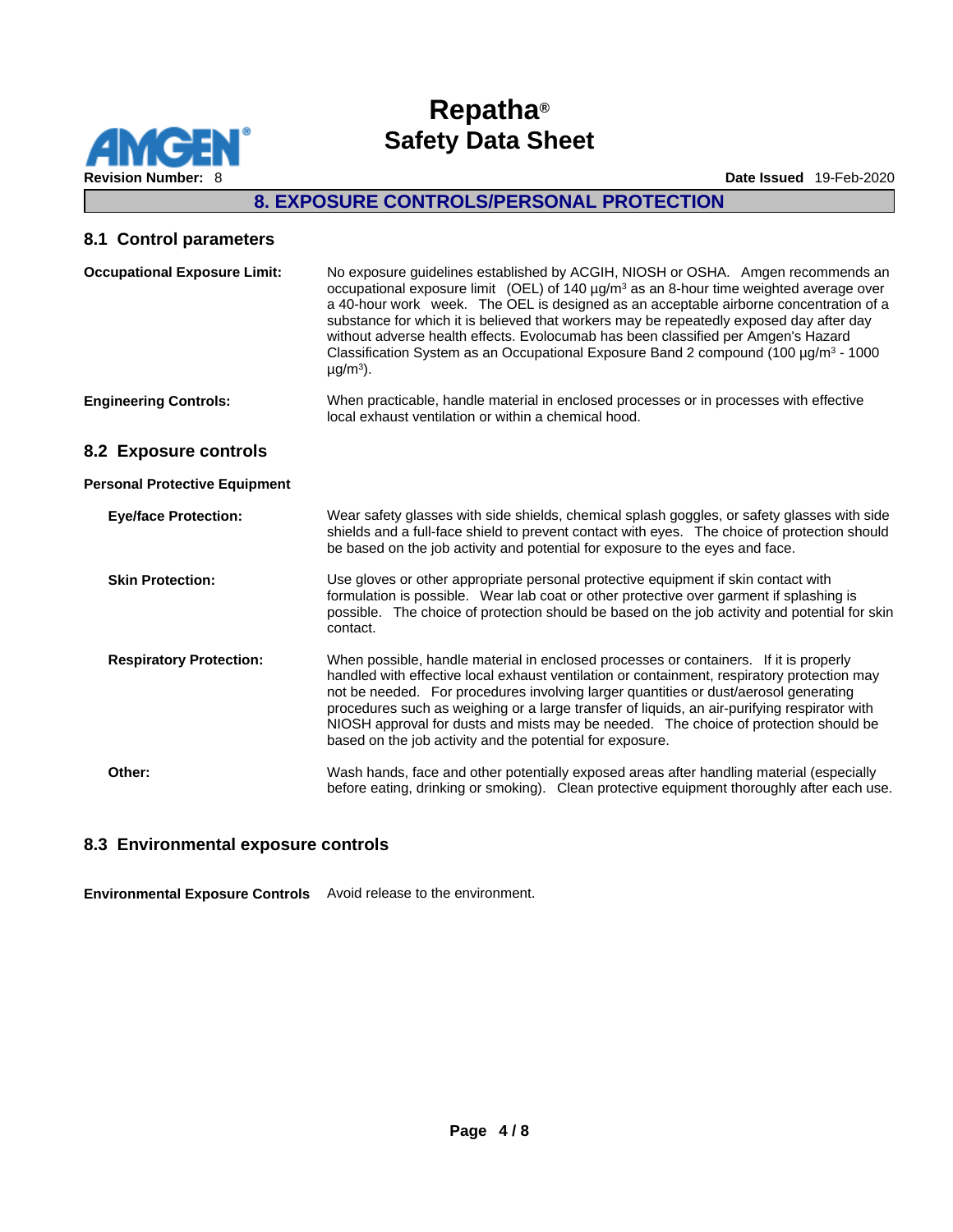## 8. EXPOSURE CONTROLS/PERSONAL PROTECTION

### 8.1 Control parameters

**Occupational Exposure Limit:** No exposure guidelines established by ACGIH, NIOSH or OSHA. Amgen recommends an occupational exposure limit (OEL) of 140 µg/m³ as an 8-hour time weighted average over a 40-hour work week. The OEL is designed as an acceptable airborne concentration of a substance for which it is believed that workers may be repeatedly exposed day after day without adverse health effects. Evolocumab has been classified per Amgen's Hazard Classification System as an Occupational Exposure Band 2 compound (100 µg/m³ - 1000 µg/m³).

**Engineering Controls:** When practicable, handle material in enclosed processes or in processes with effective local exhaust ventilation or within a chemical hood.

### 8.2 Exposure controls

**Personal Protective Equipment**

**Eye/face Protection:** Wear safety glasses with side shields, chemical splash goggles, or safety glasses with side shields and a full-face shield to prevent contact with eyes. The choice of protection should be based on the job activity and potential for exposure to the eyes and face.

**Skin Protection:** Use gloves or other appropriate personal protective equipment if skin contact with formulation is possible. Wear lab coat or other protective over garment if splashing is possible. The choice of protection should be based on the job activity and potential for skin contact.

**Respiratory Protection:** When possible, handle material in enclosed processes or containers. If it is properly handled with effective local exhaust ventilation or containment, respiratory protection may not be needed. For procedures involving larger quantities or dust/aerosol generating procedures such as weighing or a large transfer of liquids, an air-purifying respirator with NIOSH approval for dusts and mists may be needed. The choice of protection should be based on the job activity and the potential for exposure.

**Other:** Wash hands, face and other potentially exposed areas after handling material (especially before eating, drinking or smoking). Clean protective equipment thoroughly after each use.

### 8.3 Environmental exposure controls

**Environmental Exposure Controls** Avoid release to the environment.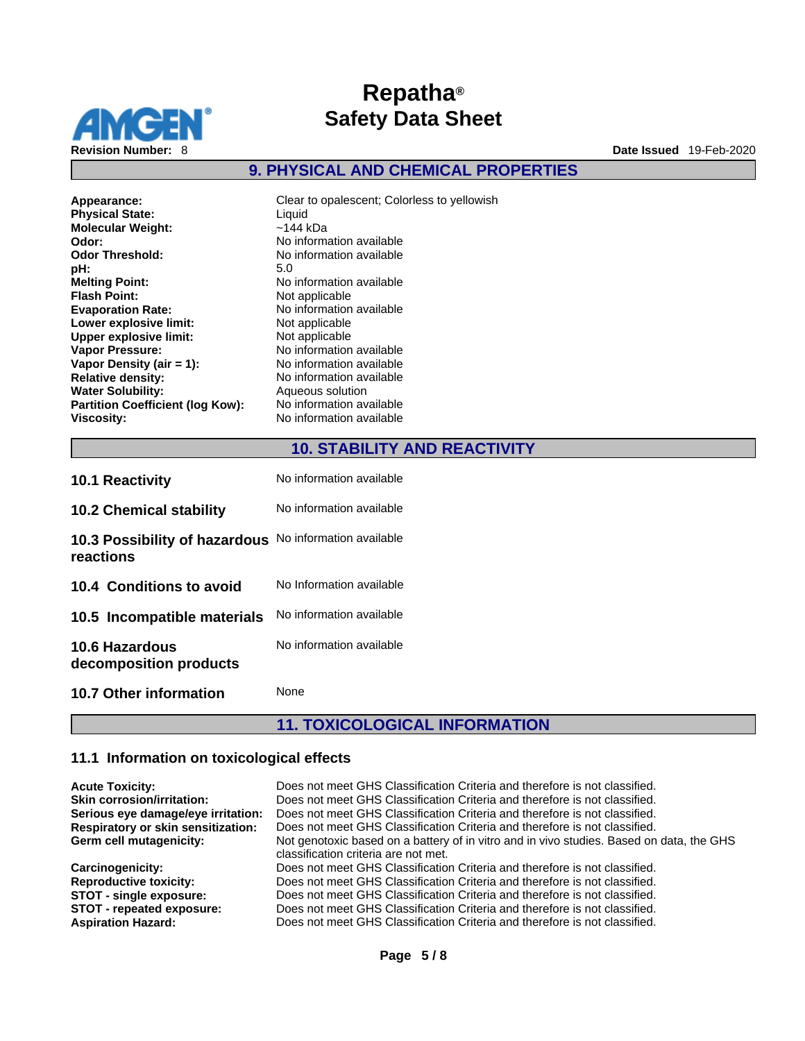## 9. PHYSICAL AND CHEMICAL PROPERTIES

| | |
|---|---|
| **Appearance:** | Clear to opalescent; Colorless to yellowish |
| **Physical State:** | Liquid |
| **Molecular Weight:** | ~144 kDa |
| **Odor:** | No information available |
| **Odor Threshold:** | No information available |
| **pH:** | 5.0 |
| **Melting Point:** | No information available |
| **Flash Point:** | Not applicable |
| **Evaporation Rate:** | No information available |
| **Lower explosive limit:** | Not applicable |
| **Upper explosive limit:** | Not applicable |
| **Vapor Pressure:** | No information available |
| **Vapor Density (air = 1):** | No information available |
| **Relative density:** | No information available |
| **Water Solubility:** | Aqueous solution |
| **Partition Coefficient (log Kow):** | No information available |
| **Viscosity:** | No information available |

## 10. STABILITY AND REACTIVITY

| | |
|---|---|
| **10.1 Reactivity** | No information available |
| **10.2 Chemical stability** | No information available |
| **10.3 Possibility of hazardous reactions** | No information available |
| **10.4 Conditions to avoid** | No Information available |
| **10.5 Incompatible materials** | No information available |
| **10.6 Hazardous decomposition products** | No information available |
| **10.7 Other information** | None |

## 11. TOXICOLOGICAL INFORMATION

### 11.1 Information on toxicological effects

| | |
|---|---|
| **Acute Toxicity:** | Does not meet GHS Classification Criteria and therefore is not classified. |
| **Skin corrosion/irritation:** | Does not meet GHS Classification Criteria and therefore is not classified. |
| **Serious eye damage/eye irritation:** | Does not meet GHS Classification Criteria and therefore is not classified. |
| **Respiratory or skin sensitization:** | Does not meet GHS Classification Criteria and therefore is not classified. |
| **Germ cell mutagenicity:** | Not genotoxic based on a battery of in vitro and in vivo studies. Based on data, the GHS classification criteria are not met. |
| **Carcinogenicity:** | Does not meet GHS Classification Criteria and therefore is not classified. |
| **Reproductive toxicity:** | Does not meet GHS Classification Criteria and therefore is not classified. |
| **STOT - single exposure:** | Does not meet GHS Classification Criteria and therefore is not classified. |
| **STOT - repeated exposure:** | Does not meet GHS Classification Criteria and therefore is not classified. |
| **Aspiration Hazard:** | Does not meet GHS Classification Criteria and therefore is not classified. |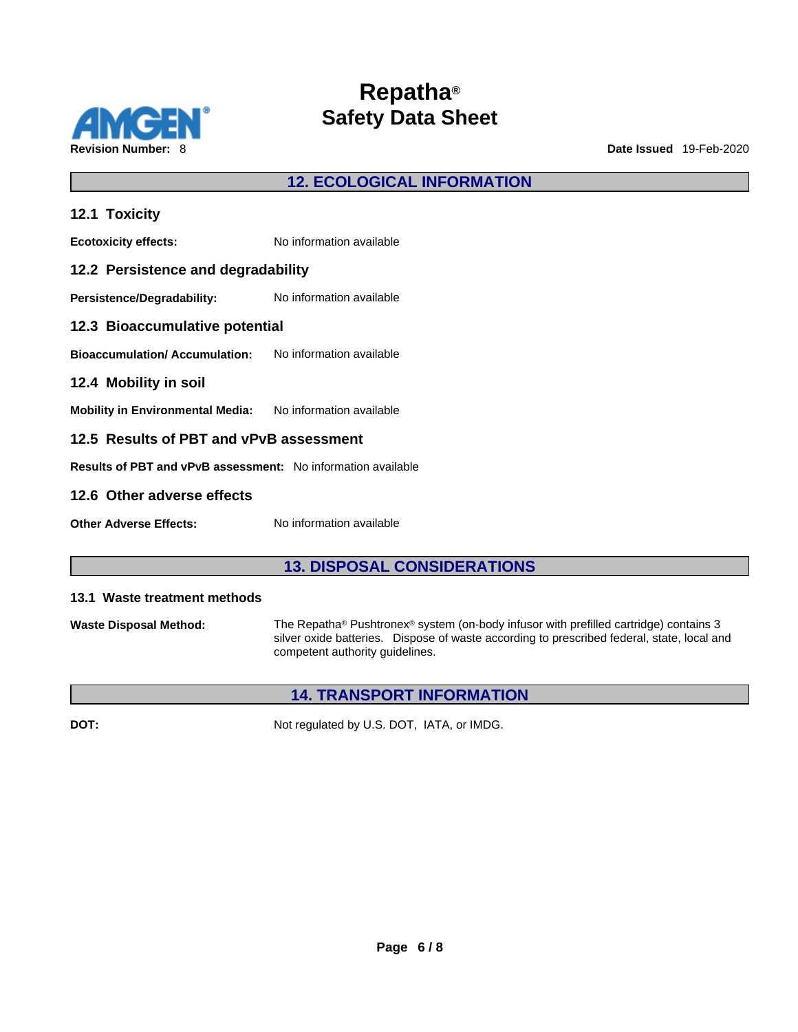## 12. ECOLOGICAL INFORMATION

### 12.1 Toxicity

**Ecotoxicity effects:** No information available

### 12.2 Persistence and degradability

**Persistence/Degradability:** No information available

### 12.3 Bioaccumulative potential

**Bioaccumulation/ Accumulation:** No information available

### 12.4 Mobility in soil

**Mobility in Environmental Media:** No information available

### 12.5 Results of PBT and vPvB assessment

**Results of PBT and vPvB assessment:** No information available

### 12.6 Other adverse effects

**Other Adverse Effects:** No information available

## 13. DISPOSAL CONSIDERATIONS

### 13.1 Waste treatment methods

**Waste Disposal Method:** The Repatha® Pushtronex® system (on-body infusor with prefilled cartridge) contains 3 silver oxide batteries. Dispose of waste according to prescribed federal, state, local and competent authority guidelines.

## 14. TRANSPORT INFORMATION

**DOT:** Not regulated by U.S. DOT, IATA, or IMDG.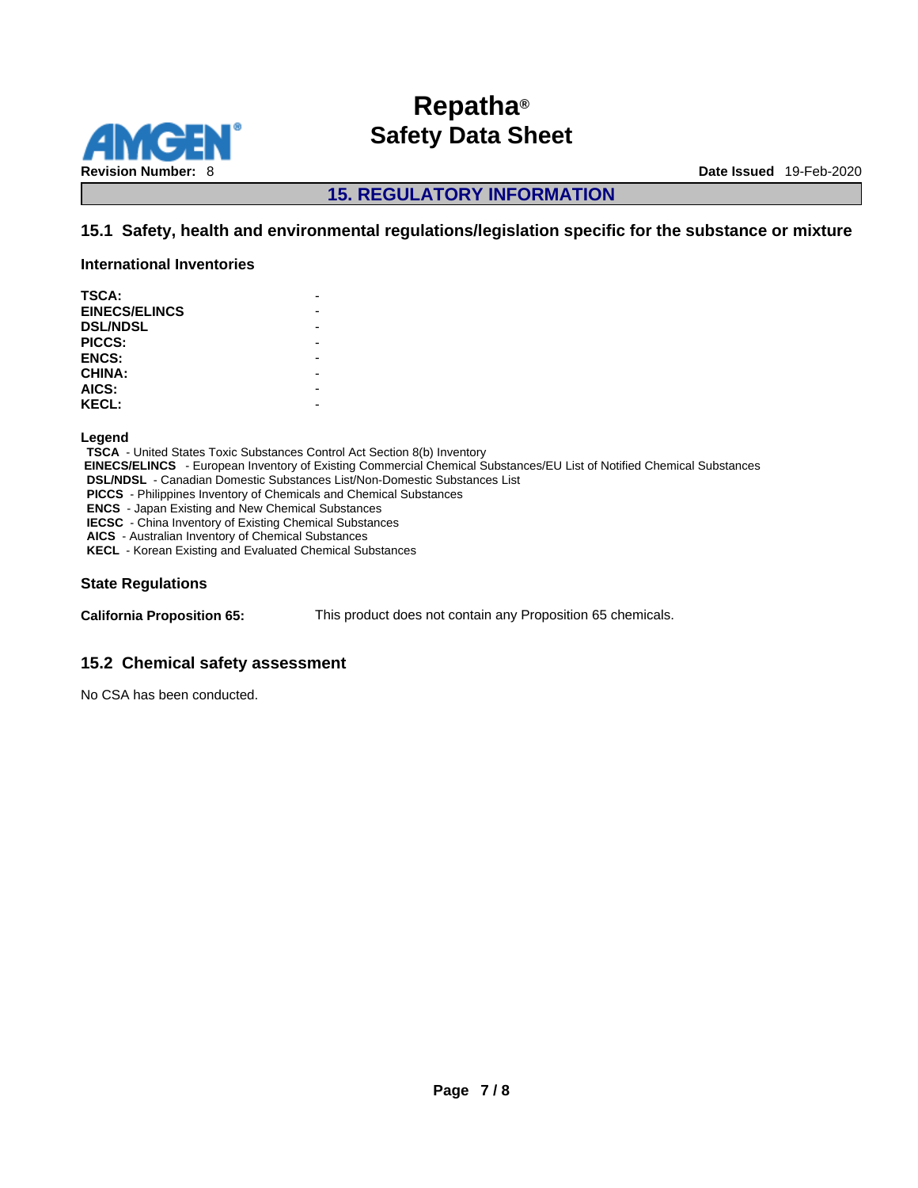## 15. REGULATORY INFORMATION

### 15.1 Safety, health and environmental regulations/legislation specific for the substance or mixture

**International Inventories**

| | |
|---|---|
| **TSCA:** | - |
| **EINECS/ELINCS** | - |
| **DSL/NDSL** | - |
| **PICCS:** | - |
| **ENCS:** | - |
| **CHINA:** | - |
| **AICS:** | - |
| **KECL:** | - |

**Legend**

**TSCA** - United States Toxic Substances Control Act Section 8(b) Inventory
**EINECS/ELINCS** - European Inventory of Existing Commercial Chemical Substances/EU List of Notified Chemical Substances
**DSL/NDSL** - Canadian Domestic Substances List/Non-Domestic Substances List
**PICCS** - Philippines Inventory of Chemicals and Chemical Substances
**ENCS** - Japan Existing and New Chemical Substances
**IECSC** - China Inventory of Existing Chemical Substances
**AICS** - Australian Inventory of Chemical Substances
**KECL** - Korean Existing and Evaluated Chemical Substances

**State Regulations**

**California Proposition 65:** This product does not contain any Proposition 65 chemicals.

### 15.2 Chemical safety assessment

No CSA has been conducted.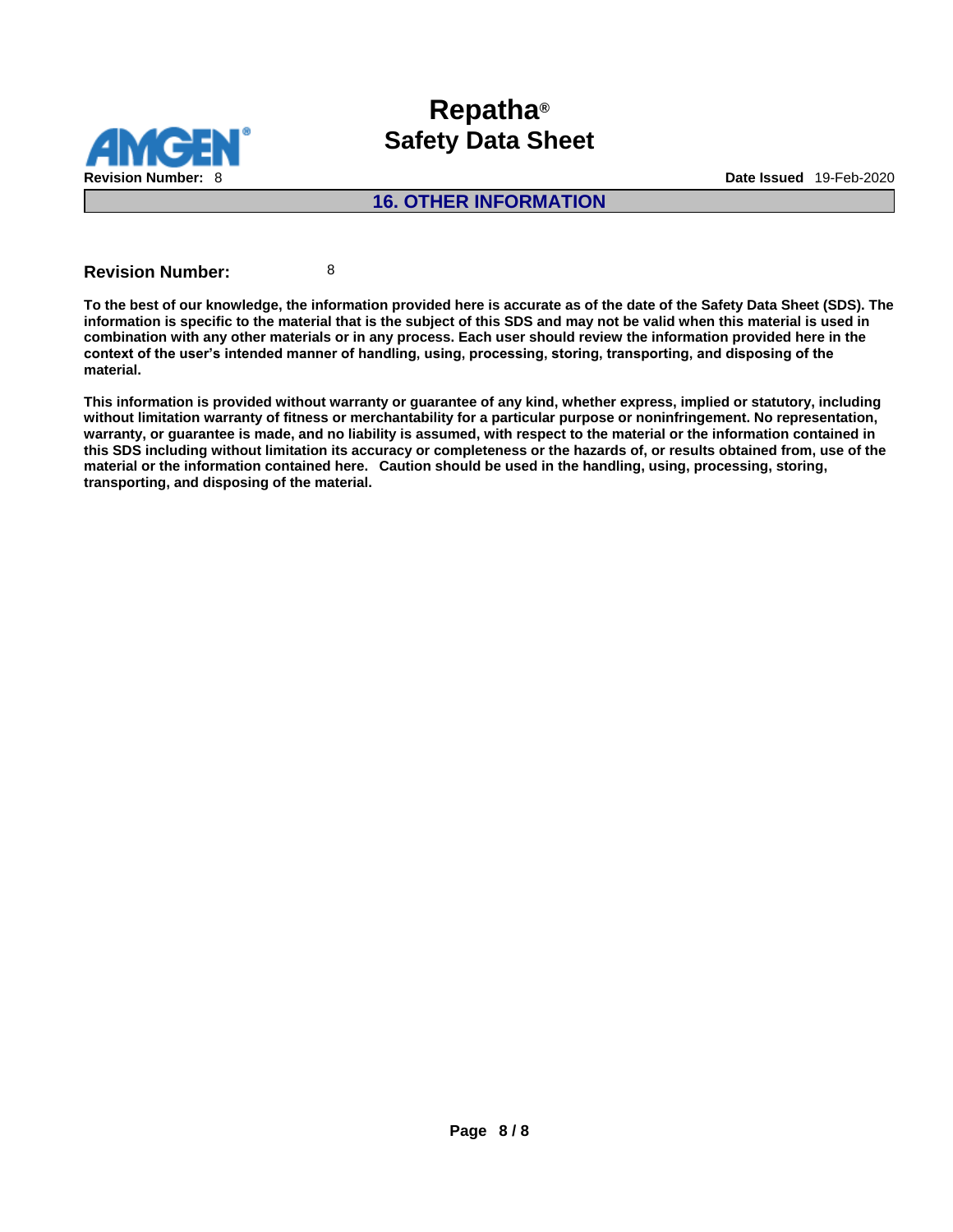## 16. OTHER INFORMATION

**Revision Number:** 8

**To the best of our knowledge, the information provided here is accurate as of the date of the Safety Data Sheet (SDS). The information is specific to the material that is the subject of this SDS and may not be valid when this material is used in combination with any other materials or in any process. Each user should review the information provided here in the context of the user's intended manner of handling, using, processing, storing, transporting, and disposing of the material.**

**This information is provided without warranty or guarantee of any kind, whether express, implied or statutory, including without limitation warranty of fitness or merchantability for a particular purpose or noninfringement. No representation, warranty, or guarantee is made, and no liability is assumed, with respect to the material or the information contained in this SDS including without limitation its accuracy or completeness or the hazards of, or results obtained from, use of the material or the information contained here. Caution should be used in the handling, using, processing, storing, transporting, and disposing of the material.**